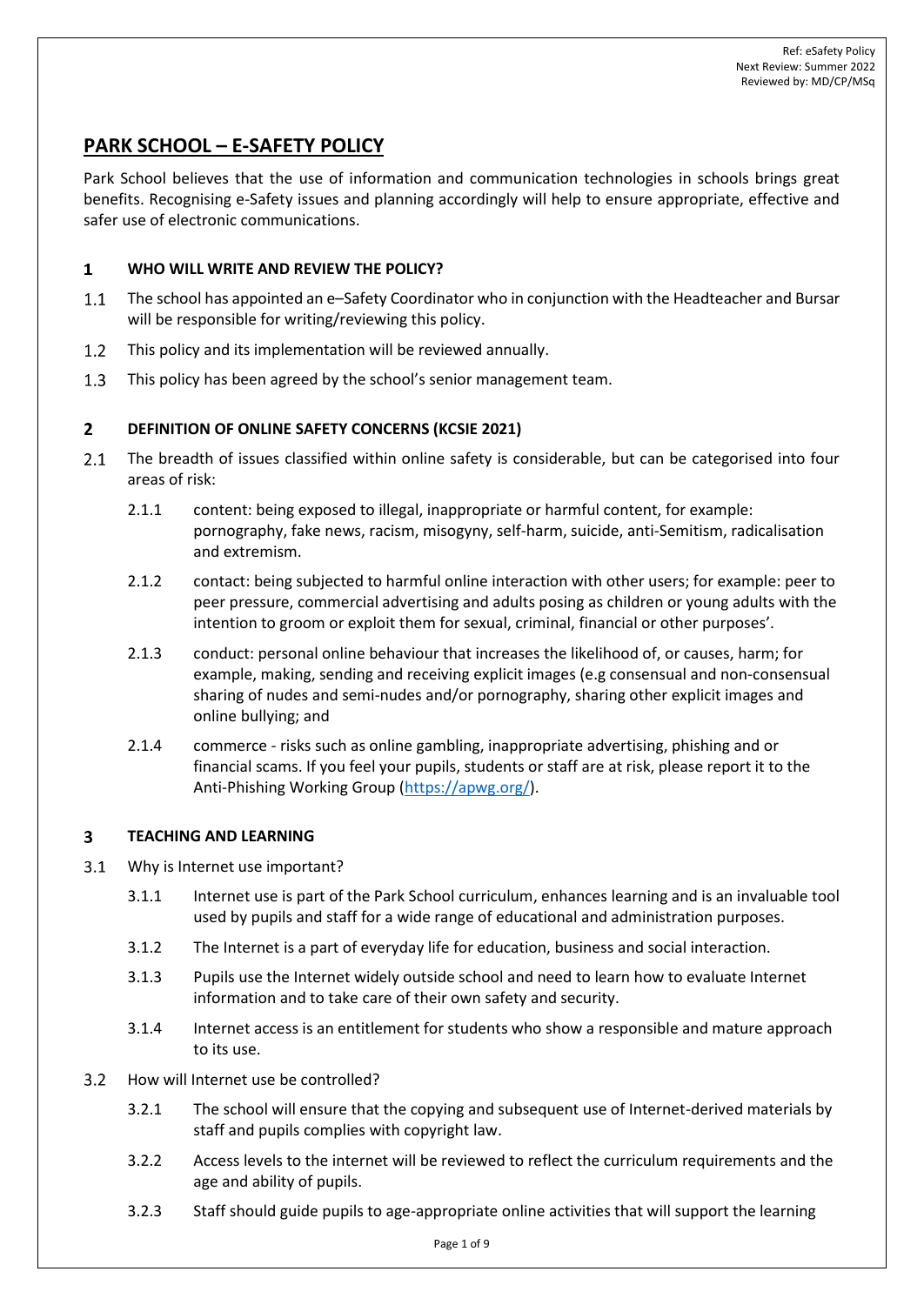Ref: eSafety Policy
Next Review: Summer 2022
Reviewed by: MD/CP/MSq

# PARK SCHOOL – E-SAFETY POLICY

Park School believes that the use of information and communication technologies in schools brings great benefits. Recognising e-Safety issues and planning accordingly will help to ensure appropriate, effective and safer use of electronic communications.

## 1 WHO WILL WRITE AND REVIEW THE POLICY?

1.1 The school has appointed an e–Safety Coordinator who in conjunction with the Headteacher and Bursar will be responsible for writing/reviewing this policy.

1.2 This policy and its implementation will be reviewed annually.

1.3 This policy has been agreed by the school's senior management team.

## 2 DEFINITION OF ONLINE SAFETY CONCERNS (KCSIE 2021)

2.1 The breadth of issues classified within online safety is considerable, but can be categorised into four areas of risk:

2.1.1 content: being exposed to illegal, inappropriate or harmful content, for example: pornography, fake news, racism, misogyny, self-harm, suicide, anti-Semitism, radicalisation and extremism.

2.1.2 contact: being subjected to harmful online interaction with other users; for example: peer to peer pressure, commercial advertising and adults posing as children or young adults with the intention to groom or exploit them for sexual, criminal, financial or other purposes'.

2.1.3 conduct: personal online behaviour that increases the likelihood of, or causes, harm; for example, making, sending and receiving explicit images (e.g consensual and non-consensual sharing of nudes and semi-nudes and/or pornography, sharing other explicit images and online bullying; and

2.1.4 commerce - risks such as online gambling, inappropriate advertising, phishing and or financial scams. If you feel your pupils, students or staff are at risk, please report it to the Anti-Phishing Working Group (https://apwg.org/).

## 3 TEACHING AND LEARNING

3.1 Why is Internet use important?

3.1.1 Internet use is part of the Park School curriculum, enhances learning and is an invaluable tool used by pupils and staff for a wide range of educational and administration purposes.

3.1.2 The Internet is a part of everyday life for education, business and social interaction.

3.1.3 Pupils use the Internet widely outside school and need to learn how to evaluate Internet information and to take care of their own safety and security.

3.1.4 Internet access is an entitlement for students who show a responsible and mature approach to its use.

3.2 How will Internet use be controlled?

3.2.1 The school will ensure that the copying and subsequent use of Internet-derived materials by staff and pupils complies with copyright law.

3.2.2 Access levels to the internet will be reviewed to reflect the curriculum requirements and the age and ability of pupils.

3.2.3 Staff should guide pupils to age-appropriate online activities that will support the learning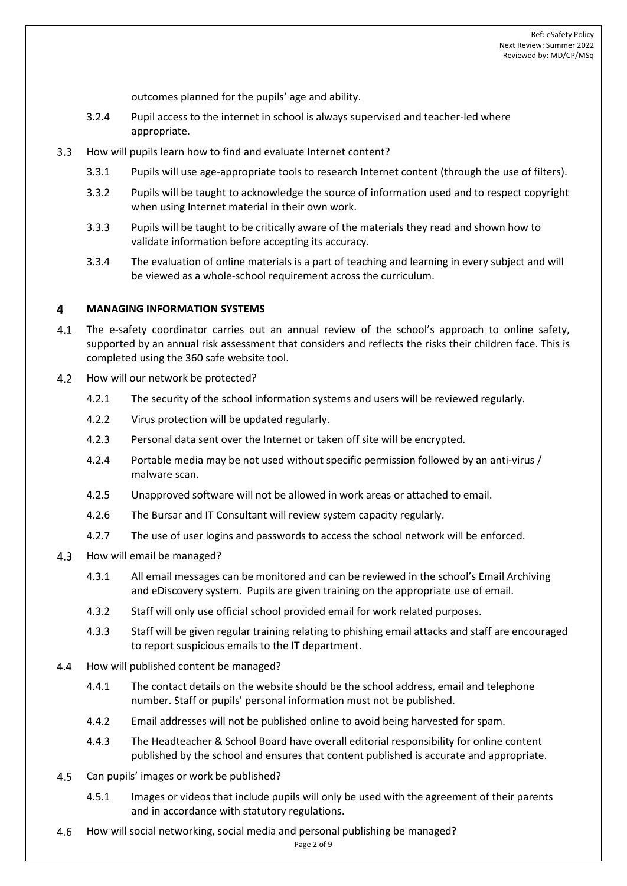outcomes planned for the pupils' age and ability.

3.2.4 Pupil access to the internet in school is always supervised and teacher-led where appropriate.

3.3 How will pupils learn how to find and evaluate Internet content?

3.3.1 Pupils will use age-appropriate tools to research Internet content (through the use of filters).

3.3.2 Pupils will be taught to acknowledge the source of information used and to respect copyright when using Internet material in their own work.

3.3.3 Pupils will be taught to be critically aware of the materials they read and shown how to validate information before accepting its accuracy.

3.3.4 The evaluation of online materials is a part of teaching and learning in every subject and will be viewed as a whole-school requirement across the curriculum.

## 4 MANAGING INFORMATION SYSTEMS

4.1 The e-safety coordinator carries out an annual review of the school's approach to online safety, supported by an annual risk assessment that considers and reflects the risks their children face. This is completed using the 360 safe website tool.

4.2 How will our network be protected?

4.2.1 The security of the school information systems and users will be reviewed regularly.

4.2.2 Virus protection will be updated regularly.

4.2.3 Personal data sent over the Internet or taken off site will be encrypted.

4.2.4 Portable media may be not used without specific permission followed by an anti-virus / malware scan.

4.2.5 Unapproved software will not be allowed in work areas or attached to email.

4.2.6 The Bursar and IT Consultant will review system capacity regularly.

4.2.7 The use of user logins and passwords to access the school network will be enforced.

4.3 How will email be managed?

4.3.1 All email messages can be monitored and can be reviewed in the school's Email Archiving and eDiscovery system. Pupils are given training on the appropriate use of email.

4.3.2 Staff will only use official school provided email for work related purposes.

4.3.3 Staff will be given regular training relating to phishing email attacks and staff are encouraged to report suspicious emails to the IT department.

4.4 How will published content be managed?

4.4.1 The contact details on the website should be the school address, email and telephone number. Staff or pupils' personal information must not be published.

4.4.2 Email addresses will not be published online to avoid being harvested for spam.

4.4.3 The Headteacher & School Board have overall editorial responsibility for online content published by the school and ensures that content published is accurate and appropriate.

4.5 Can pupils' images or work be published?

4.5.1 Images or videos that include pupils will only be used with the agreement of their parents and in accordance with statutory regulations.

4.6 How will social networking, social media and personal publishing be managed?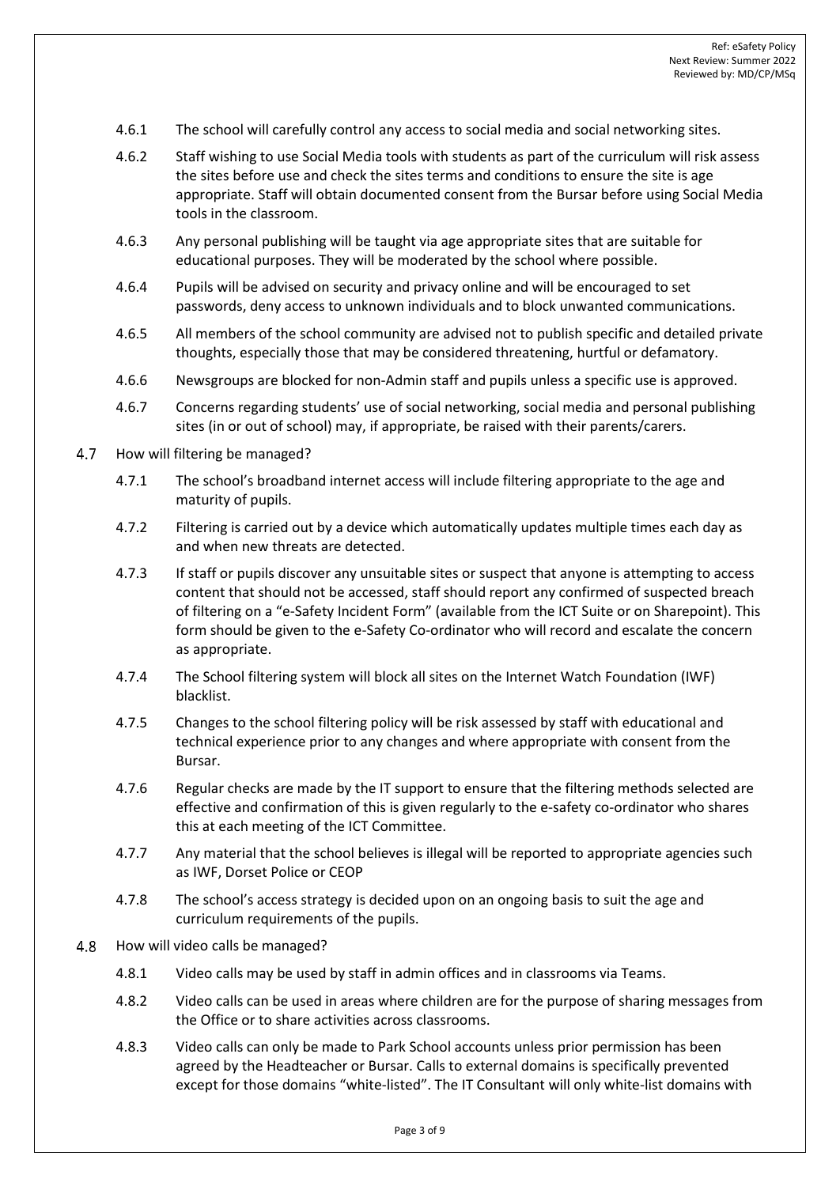- 4.6.1 The school will carefully control any access to social media and social networking sites.
- 4.6.2 Staff wishing to use Social Media tools with students as part of the curriculum will risk assess the sites before use and check the sites terms and conditions to ensure the site is age appropriate. Staff will obtain documented consent from the Bursar before using Social Media tools in the classroom.
- 4.6.3 Any personal publishing will be taught via age appropriate sites that are suitable for educational purposes. They will be moderated by the school where possible.
- 4.6.4 Pupils will be advised on security and privacy online and will be encouraged to set passwords, deny access to unknown individuals and to block unwanted communications.
- 4.6.5 All members of the school community are advised not to publish specific and detailed private thoughts, especially those that may be considered threatening, hurtful or defamatory.
- 4.6.6 Newsgroups are blocked for non-Admin staff and pupils unless a specific use is approved.
- 4.6.7 Concerns regarding students' use of social networking, social media and personal publishing sites (in or out of school) may, if appropriate, be raised with their parents/carers.

4.7 How will filtering be managed?

- 4.7.1 The school's broadband internet access will include filtering appropriate to the age and maturity of pupils.
- 4.7.2 Filtering is carried out by a device which automatically updates multiple times each day as and when new threats are detected.
- 4.7.3 If staff or pupils discover any unsuitable sites or suspect that anyone is attempting to access content that should not be accessed, staff should report any confirmed of suspected breach of filtering on a "e-Safety Incident Form" (available from the ICT Suite or on Sharepoint). This form should be given to the e-Safety Co-ordinator who will record and escalate the concern as appropriate.
- 4.7.4 The School filtering system will block all sites on the Internet Watch Foundation (IWF) blacklist.
- 4.7.5 Changes to the school filtering policy will be risk assessed by staff with educational and technical experience prior to any changes and where appropriate with consent from the Bursar.
- 4.7.6 Regular checks are made by the IT support to ensure that the filtering methods selected are effective and confirmation of this is given regularly to the e-safety co-ordinator who shares this at each meeting of the ICT Committee.
- 4.7.7 Any material that the school believes is illegal will be reported to appropriate agencies such as IWF, Dorset Police or CEOP
- 4.7.8 The school's access strategy is decided upon on an ongoing basis to suit the age and curriculum requirements of the pupils.

4.8 How will video calls be managed?

- 4.8.1 Video calls may be used by staff in admin offices and in classrooms via Teams.
- 4.8.2 Video calls can be used in areas where children are for the purpose of sharing messages from the Office or to share activities across classrooms.
- 4.8.3 Video calls can only be made to Park School accounts unless prior permission has been agreed by the Headteacher or Bursar. Calls to external domains is specifically prevented except for those domains "white-listed". The IT Consultant will only white-list domains with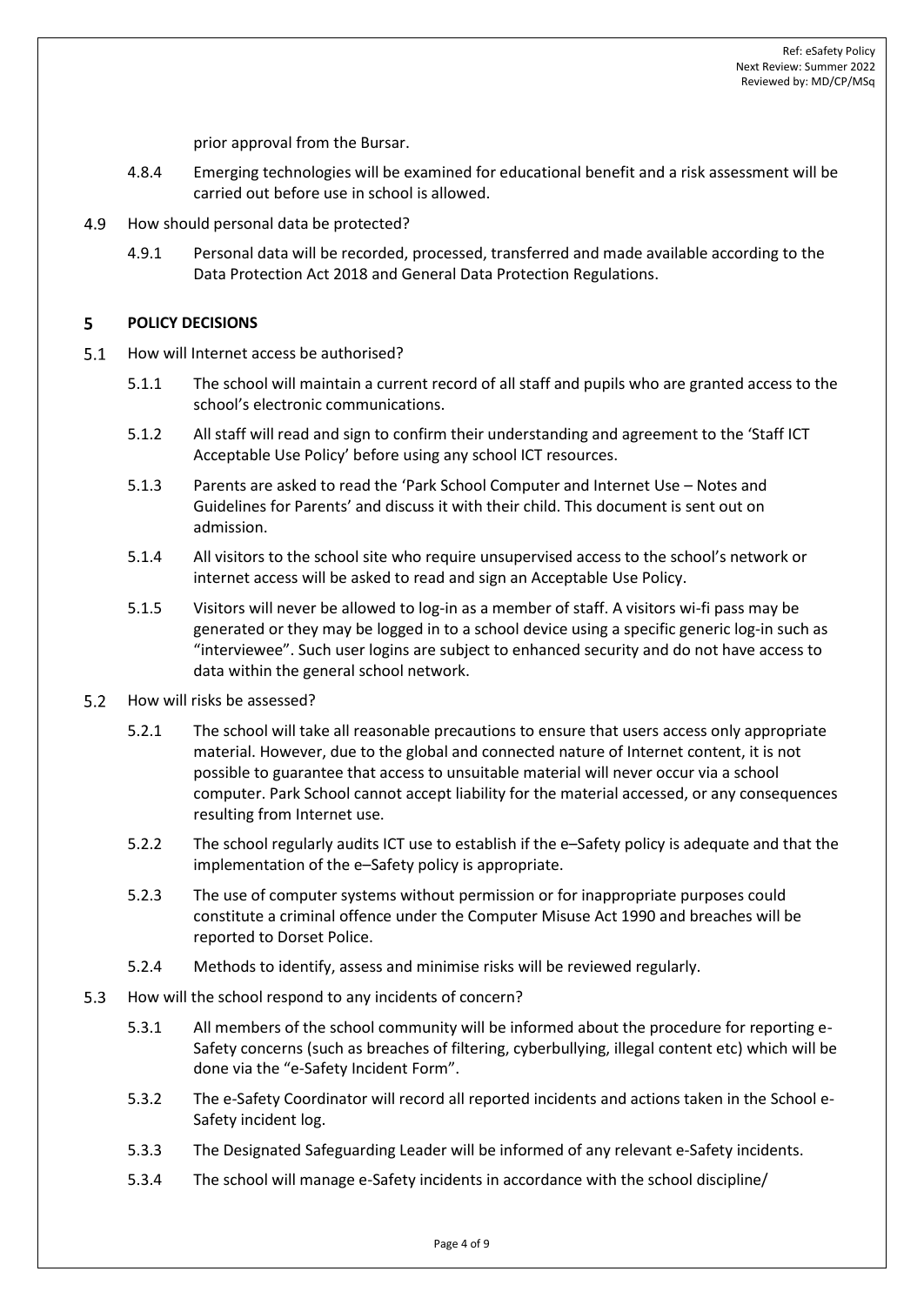prior approval from the Bursar.

4.8.4 Emerging technologies will be examined for educational benefit and a risk assessment will be carried out before use in school is allowed.

4.9 How should personal data be protected?

4.9.1 Personal data will be recorded, processed, transferred and made available according to the Data Protection Act 2018 and General Data Protection Regulations.

## 5 POLICY DECISIONS

5.1 How will Internet access be authorised?

5.1.1 The school will maintain a current record of all staff and pupils who are granted access to the school's electronic communications.

5.1.2 All staff will read and sign to confirm their understanding and agreement to the 'Staff ICT Acceptable Use Policy' before using any school ICT resources.

5.1.3 Parents are asked to read the 'Park School Computer and Internet Use – Notes and Guidelines for Parents' and discuss it with their child. This document is sent out on admission.

5.1.4 All visitors to the school site who require unsupervised access to the school's network or internet access will be asked to read and sign an Acceptable Use Policy.

5.1.5 Visitors will never be allowed to log-in as a member of staff. A visitors wi-fi pass may be generated or they may be logged in to a school device using a specific generic log-in such as "interviewee". Such user logins are subject to enhanced security and do not have access to data within the general school network.

5.2 How will risks be assessed?

5.2.1 The school will take all reasonable precautions to ensure that users access only appropriate material. However, due to the global and connected nature of Internet content, it is not possible to guarantee that access to unsuitable material will never occur via a school computer. Park School cannot accept liability for the material accessed, or any consequences resulting from Internet use.

5.2.2 The school regularly audits ICT use to establish if the e–Safety policy is adequate and that the implementation of the e–Safety policy is appropriate.

5.2.3 The use of computer systems without permission or for inappropriate purposes could constitute a criminal offence under the Computer Misuse Act 1990 and breaches will be reported to Dorset Police.

5.2.4 Methods to identify, assess and minimise risks will be reviewed regularly.

5.3 How will the school respond to any incidents of concern?

5.3.1 All members of the school community will be informed about the procedure for reporting e-Safety concerns (such as breaches of filtering, cyberbullying, illegal content etc) which will be done via the "e-Safety Incident Form".

5.3.2 The e-Safety Coordinator will record all reported incidents and actions taken in the School e-Safety incident log.

5.3.3 The Designated Safeguarding Leader will be informed of any relevant e-Safety incidents.

5.3.4 The school will manage e-Safety incidents in accordance with the school discipline/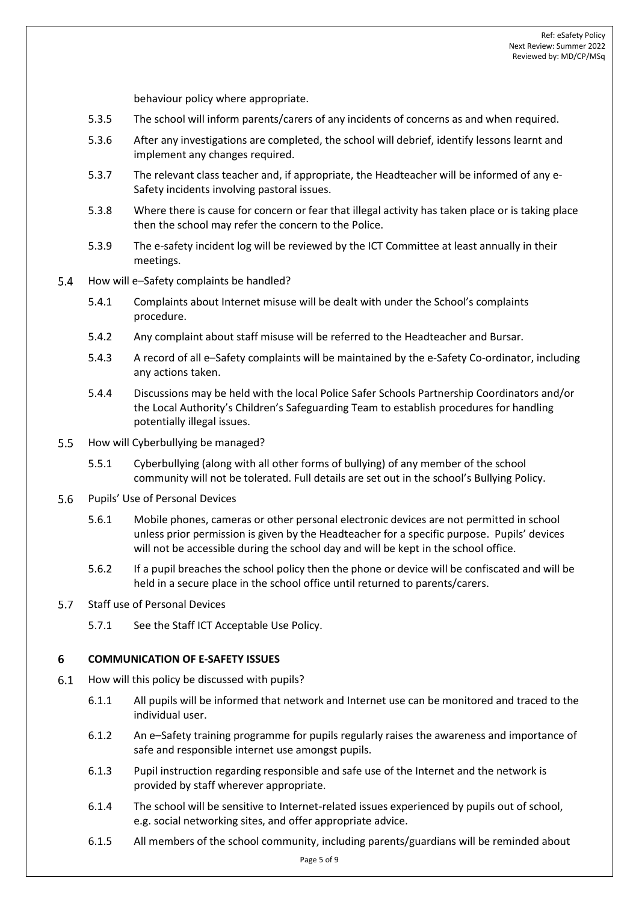behaviour policy where appropriate.

5.3.5 The school will inform parents/carers of any incidents of concerns as and when required.

5.3.6 After any investigations are completed, the school will debrief, identify lessons learnt and implement any changes required.

5.3.7 The relevant class teacher and, if appropriate, the Headteacher will be informed of any e-Safety incidents involving pastoral issues.

5.3.8 Where there is cause for concern or fear that illegal activity has taken place or is taking place then the school may refer the concern to the Police.

5.3.9 The e-safety incident log will be reviewed by the ICT Committee at least annually in their meetings.

5.4 How will e–Safety complaints be handled?

5.4.1 Complaints about Internet misuse will be dealt with under the School's complaints procedure.

5.4.2 Any complaint about staff misuse will be referred to the Headteacher and Bursar.

5.4.3 A record of all e–Safety complaints will be maintained by the e-Safety Co-ordinator, including any actions taken.

5.4.4 Discussions may be held with the local Police Safer Schools Partnership Coordinators and/or the Local Authority's Children's Safeguarding Team to establish procedures for handling potentially illegal issues.

5.5 How will Cyberbullying be managed?

5.5.1 Cyberbullying (along with all other forms of bullying) of any member of the school community will not be tolerated. Full details are set out in the school's Bullying Policy.

5.6 Pupils' Use of Personal Devices

5.6.1 Mobile phones, cameras or other personal electronic devices are not permitted in school unless prior permission is given by the Headteacher for a specific purpose. Pupils' devices will not be accessible during the school day and will be kept in the school office.

5.6.2 If a pupil breaches the school policy then the phone or device will be confiscated and will be held in a secure place in the school office until returned to parents/carers.

5.7 Staff use of Personal Devices

5.7.1 See the Staff ICT Acceptable Use Policy.

## 6 COMMUNICATION OF E-SAFETY ISSUES

6.1 How will this policy be discussed with pupils?

6.1.1 All pupils will be informed that network and Internet use can be monitored and traced to the individual user.

6.1.2 An e–Safety training programme for pupils regularly raises the awareness and importance of safe and responsible internet use amongst pupils.

6.1.3 Pupil instruction regarding responsible and safe use of the Internet and the network is provided by staff wherever appropriate.

6.1.4 The school will be sensitive to Internet-related issues experienced by pupils out of school, e.g. social networking sites, and offer appropriate advice.

6.1.5 All members of the school community, including parents/guardians will be reminded about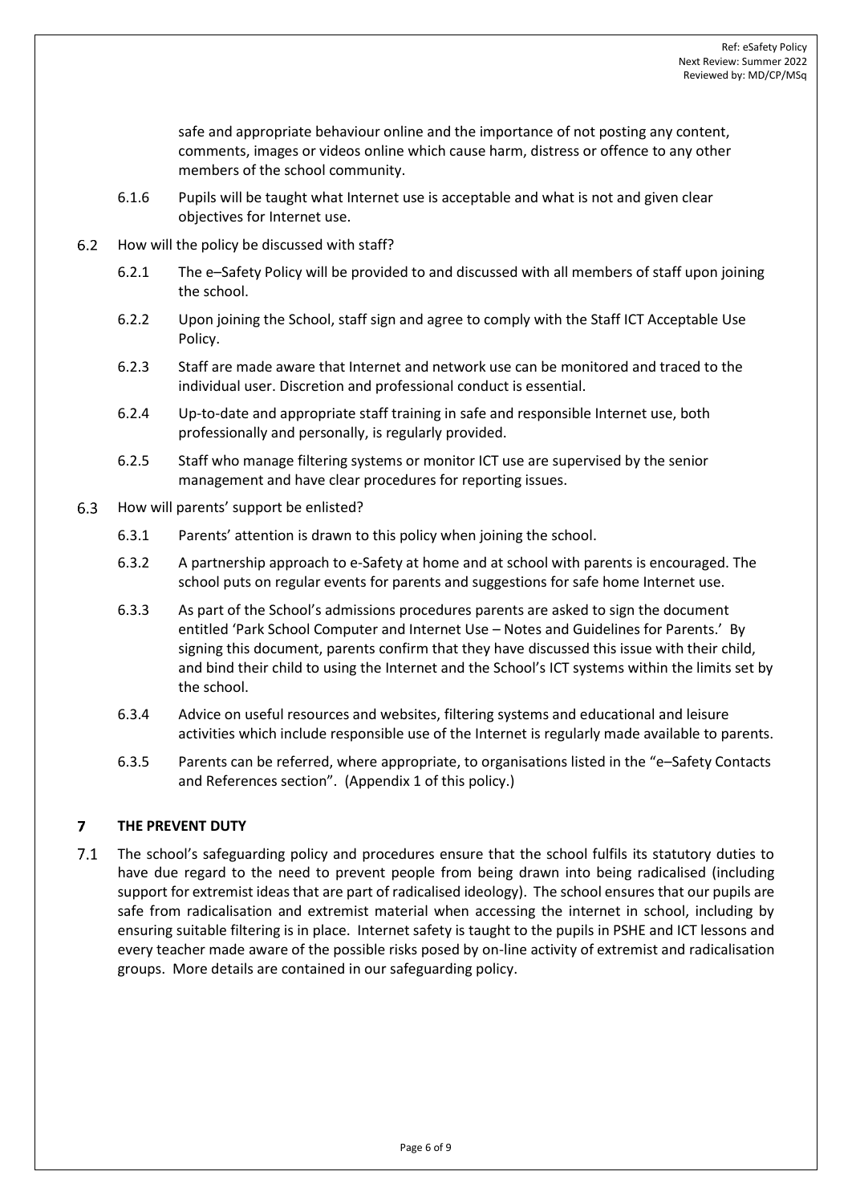safe and appropriate behaviour online and the importance of not posting any content, comments, images or videos online which cause harm, distress or offence to any other members of the school community.

6.1.6 Pupils will be taught what Internet use is acceptable and what is not and given clear objectives for Internet use.

6.2 How will the policy be discussed with staff?

6.2.1 The e–Safety Policy will be provided to and discussed with all members of staff upon joining the school.

6.2.2 Upon joining the School, staff sign and agree to comply with the Staff ICT Acceptable Use Policy.

6.2.3 Staff are made aware that Internet and network use can be monitored and traced to the individual user. Discretion and professional conduct is essential.

6.2.4 Up-to-date and appropriate staff training in safe and responsible Internet use, both professionally and personally, is regularly provided.

6.2.5 Staff who manage filtering systems or monitor ICT use are supervised by the senior management and have clear procedures for reporting issues.

6.3 How will parents' support be enlisted?

6.3.1 Parents' attention is drawn to this policy when joining the school.

6.3.2 A partnership approach to e-Safety at home and at school with parents is encouraged. The school puts on regular events for parents and suggestions for safe home Internet use.

6.3.3 As part of the School's admissions procedures parents are asked to sign the document entitled 'Park School Computer and Internet Use – Notes and Guidelines for Parents.' By signing this document, parents confirm that they have discussed this issue with their child, and bind their child to using the Internet and the School's ICT systems within the limits set by the school.

6.3.4 Advice on useful resources and websites, filtering systems and educational and leisure activities which include responsible use of the Internet is regularly made available to parents.

6.3.5 Parents can be referred, where appropriate, to organisations listed in the "e–Safety Contacts and References section". (Appendix 1 of this policy.)

## 7 THE PREVENT DUTY

7.1 The school's safeguarding policy and procedures ensure that the school fulfils its statutory duties to have due regard to the need to prevent people from being drawn into being radicalised (including support for extremist ideas that are part of radicalised ideology). The school ensures that our pupils are safe from radicalisation and extremist material when accessing the internet in school, including by ensuring suitable filtering is in place. Internet safety is taught to the pupils in PSHE and ICT lessons and every teacher made aware of the possible risks posed by on-line activity of extremist and radicalisation groups. More details are contained in our safeguarding policy.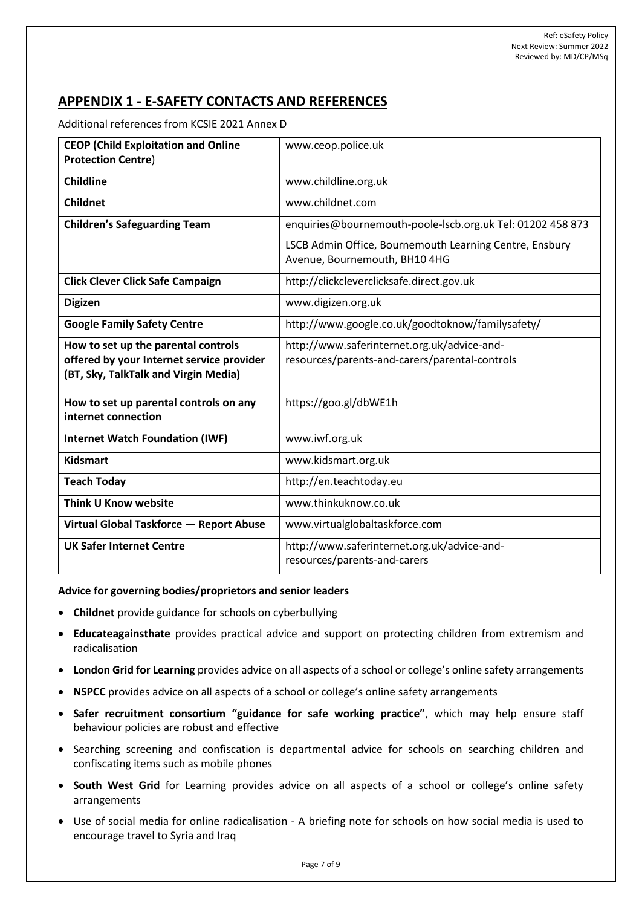## APPENDIX 1 - E-SAFETY CONTACTS AND REFERENCES

Additional references from KCSIE 2021 Annex D

| | |
|---|---|
| **CEOP (Child Exploitation and Online Protection Centre)** | www.ceop.police.uk |
| **Childline** | www.childline.org.uk |
| **Childnet** | www.childnet.com |
| **Children's Safeguarding Team** | enquiries@bournemouth-poole-lscb.org.uk Tel: 01202 458 873<br>LSCB Admin Office, Bournemouth Learning Centre, Ensbury Avenue, Bournemouth, BH10 4HG |
| **Click Clever Click Safe Campaign** | http://clickcleverclicksafe.direct.gov.uk |
| **Digizen** | www.digizen.org.uk |
| **Google Family Safety Centre** | http://www.google.co.uk/goodtoknow/familysafety/ |
| **How to set up the parental controls offered by your Internet service provider (BT, Sky, TalkTalk and Virgin Media)** | http://www.saferinternet.org.uk/advice-and-resources/parents-and-carers/parental-controls |
| **How to set up parental controls on any internet connection** | https://goo.gl/dbWE1h |
| **Internet Watch Foundation (IWF)** | www.iwf.org.uk |
| **Kidsmart** | www.kidsmart.org.uk |
| **Teach Today** | http://en.teachtoday.eu |
| **Think U Know website** | www.thinkuknow.co.uk |
| **Virtual Global Taskforce — Report Abuse** | www.virtualglobaltaskforce.com |
| **UK Safer Internet Centre** | http://www.saferinternet.org.uk/advice-and-resources/parents-and-carers |

**Advice for governing bodies/proprietors and senior leaders**

- **Childnet** provide guidance for schools on cyberbullying
- **Educateagainsthate** provides practical advice and support on protecting children from extremism and radicalisation
- **London Grid for Learning** provides advice on all aspects of a school or college's online safety arrangements
- **NSPCC** provides advice on all aspects of a school or college's online safety arrangements
- **Safer recruitment consortium "guidance for safe working practice"**, which may help ensure staff behaviour policies are robust and effective
- Searching screening and confiscation is departmental advice for schools on searching children and confiscating items such as mobile phones
- **South West Grid** for Learning provides advice on all aspects of a school or college's online safety arrangements
- Use of social media for online radicalisation - A briefing note for schools on how social media is used to encourage travel to Syria and Iraq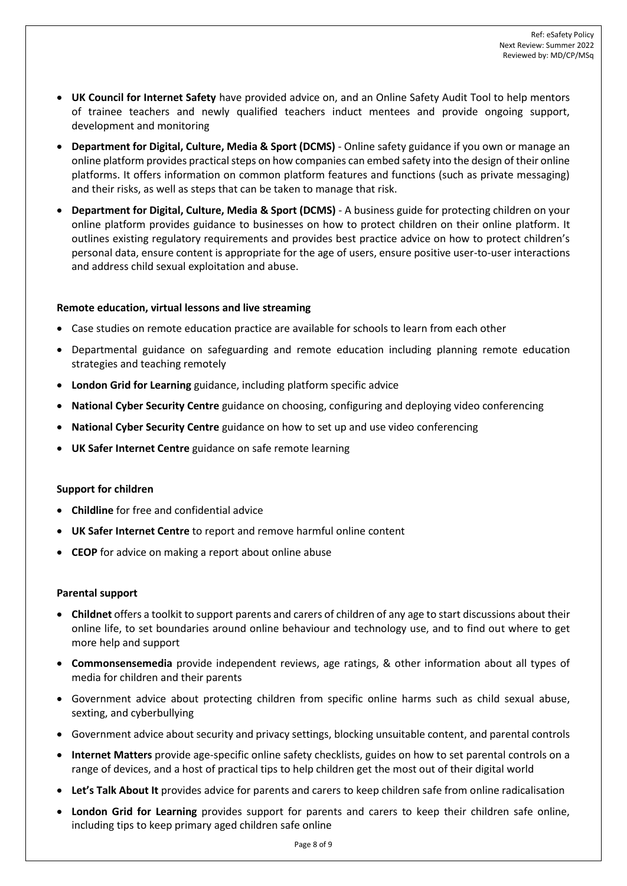- **UK Council for Internet Safety** have provided advice on, and an Online Safety Audit Tool to help mentors of trainee teachers and newly qualified teachers induct mentees and provide ongoing support, development and monitoring
- **Department for Digital, Culture, Media & Sport (DCMS)** - Online safety guidance if you own or manage an online platform provides practical steps on how companies can embed safety into the design of their online platforms. It offers information on common platform features and functions (such as private messaging) and their risks, as well as steps that can be taken to manage that risk.
- **Department for Digital, Culture, Media & Sport (DCMS)** - A business guide for protecting children on your online platform provides guidance to businesses on how to protect children on their online platform. It outlines existing regulatory requirements and provides best practice advice on how to protect children's personal data, ensure content is appropriate for the age of users, ensure positive user-to-user interactions and address child sexual exploitation and abuse.

**Remote education, virtual lessons and live streaming**

- Case studies on remote education practice are available for schools to learn from each other
- Departmental guidance on safeguarding and remote education including planning remote education strategies and teaching remotely
- **London Grid for Learning** guidance, including platform specific advice
- **National Cyber Security Centre** guidance on choosing, configuring and deploying video conferencing
- **National Cyber Security Centre** guidance on how to set up and use video conferencing
- **UK Safer Internet Centre** guidance on safe remote learning

**Support for children**

- **Childline** for free and confidential advice
- **UK Safer Internet Centre** to report and remove harmful online content
- **CEOP** for advice on making a report about online abuse

**Parental support**

- **Childnet** offers a toolkit to support parents and carers of children of any age to start discussions about their online life, to set boundaries around online behaviour and technology use, and to find out where to get more help and support
- **Commonsensemedia** provide independent reviews, age ratings, & other information about all types of media for children and their parents
- Government advice about protecting children from specific online harms such as child sexual abuse, sexting, and cyberbullying
- Government advice about security and privacy settings, blocking unsuitable content, and parental controls
- **Internet Matters** provide age-specific online safety checklists, guides on how to set parental controls on a range of devices, and a host of practical tips to help children get the most out of their digital world
- **Let's Talk About It** provides advice for parents and carers to keep children safe from online radicalisation
- **London Grid for Learning** provides support for parents and carers to keep their children safe online, including tips to keep primary aged children safe online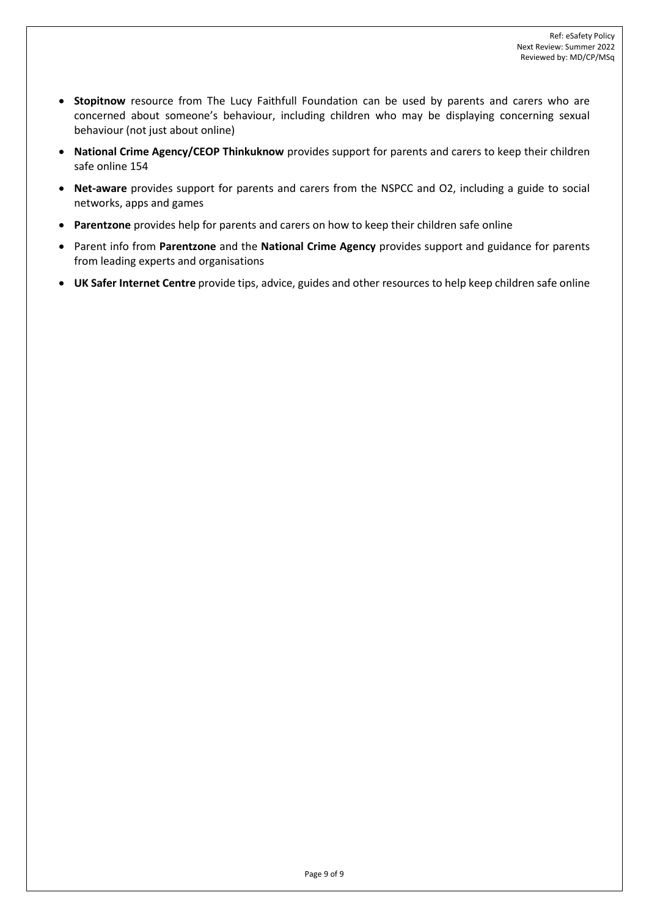- **Stopitnow** resource from The Lucy Faithfull Foundation can be used by parents and carers who are concerned about someone's behaviour, including children who may be displaying concerning sexual behaviour (not just about online)
- **National Crime Agency/CEOP Thinkuknow** provides support for parents and carers to keep their children safe online 154
- **Net-aware** provides support for parents and carers from the NSPCC and O2, including a guide to social networks, apps and games
- **Parentzone** provides help for parents and carers on how to keep their children safe online
- Parent info from **Parentzone** and the **National Crime Agency** provides support and guidance for parents from leading experts and organisations
- **UK Safer Internet Centre** provide tips, advice, guides and other resources to help keep children safe online